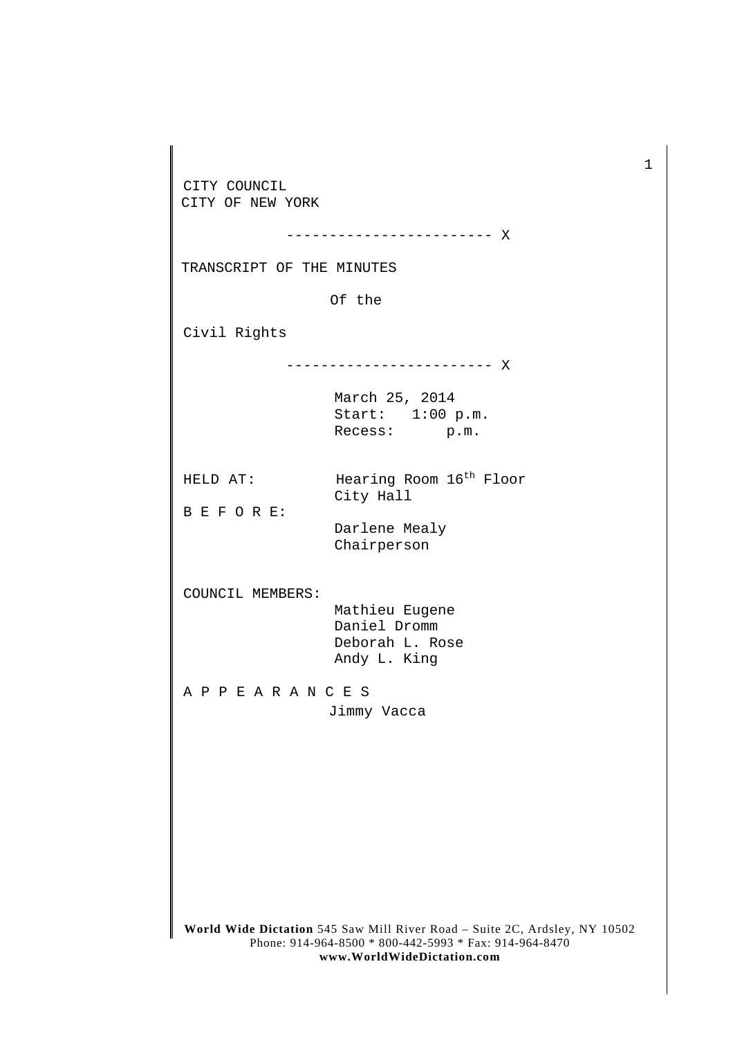CITY COUNCIL
CITY OF NEW YORK

------------------------ X

TRANSCRIPT OF THE MINUTES

Of the

Civil Rights

------------------------ X

March 25, 2014
Start: 1:00 p.m.
Recess: p.m.

HELD AT: Hearing Room 16th Floor
City Hall

B E F O R E:
Darlene Mealy
Chairperson

COUNCIL MEMBERS:
Mathieu Eugene
Daniel Dromm
Deborah L. Rose
Andy L. King

A P P E A R A N C E S
Jimmy Vacca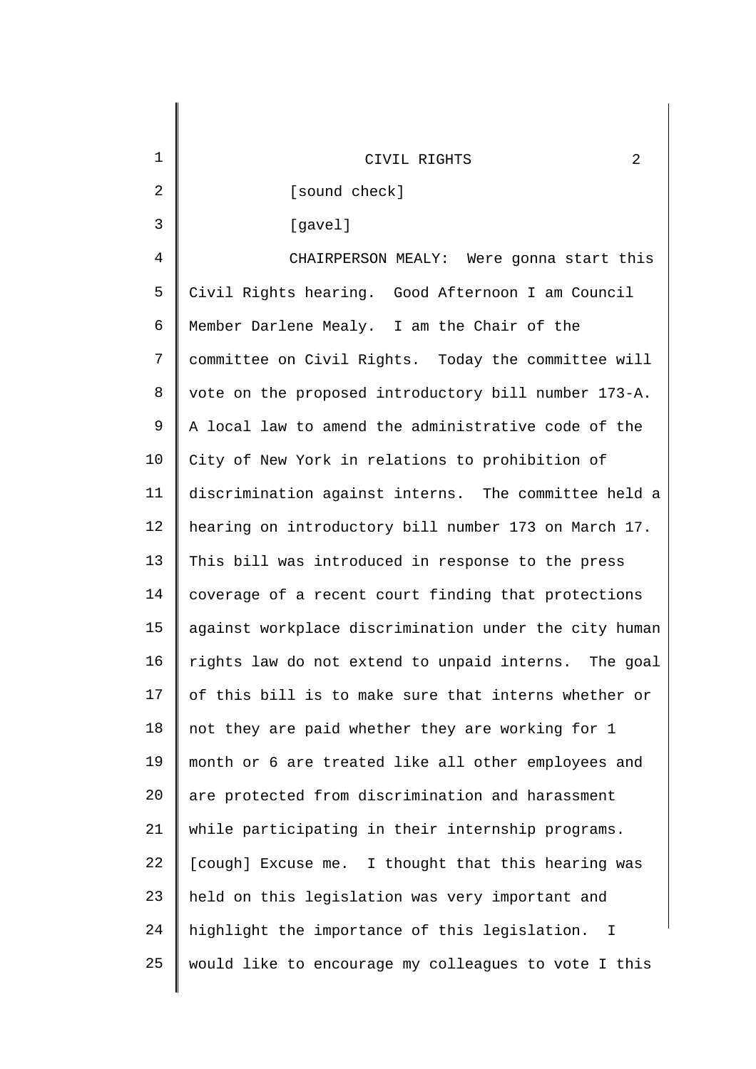[sound check]

[gavel]

CHAIRPERSON MEALY: Were gonna start this Civil Rights hearing. Good Afternoon I am Council Member Darlene Mealy. I am the Chair of the committee on Civil Rights. Today the committee will vote on the proposed introductory bill number 173-A. A local law to amend the administrative code of the City of New York in relations to prohibition of discrimination against interns. The committee held a hearing on introductory bill number 173 on March 17. This bill was introduced in response to the press coverage of a recent court finding that protections against workplace discrimination under the city human rights law do not extend to unpaid interns. The goal of this bill is to make sure that interns whether or not they are paid whether they are working for 1 month or 6 are treated like all other employees and are protected from discrimination and harassment while participating in their internship programs. [cough] Excuse me. I thought that this hearing was held on this legislation was very important and highlight the importance of this legislation. I would like to encourage my colleagues to vote I this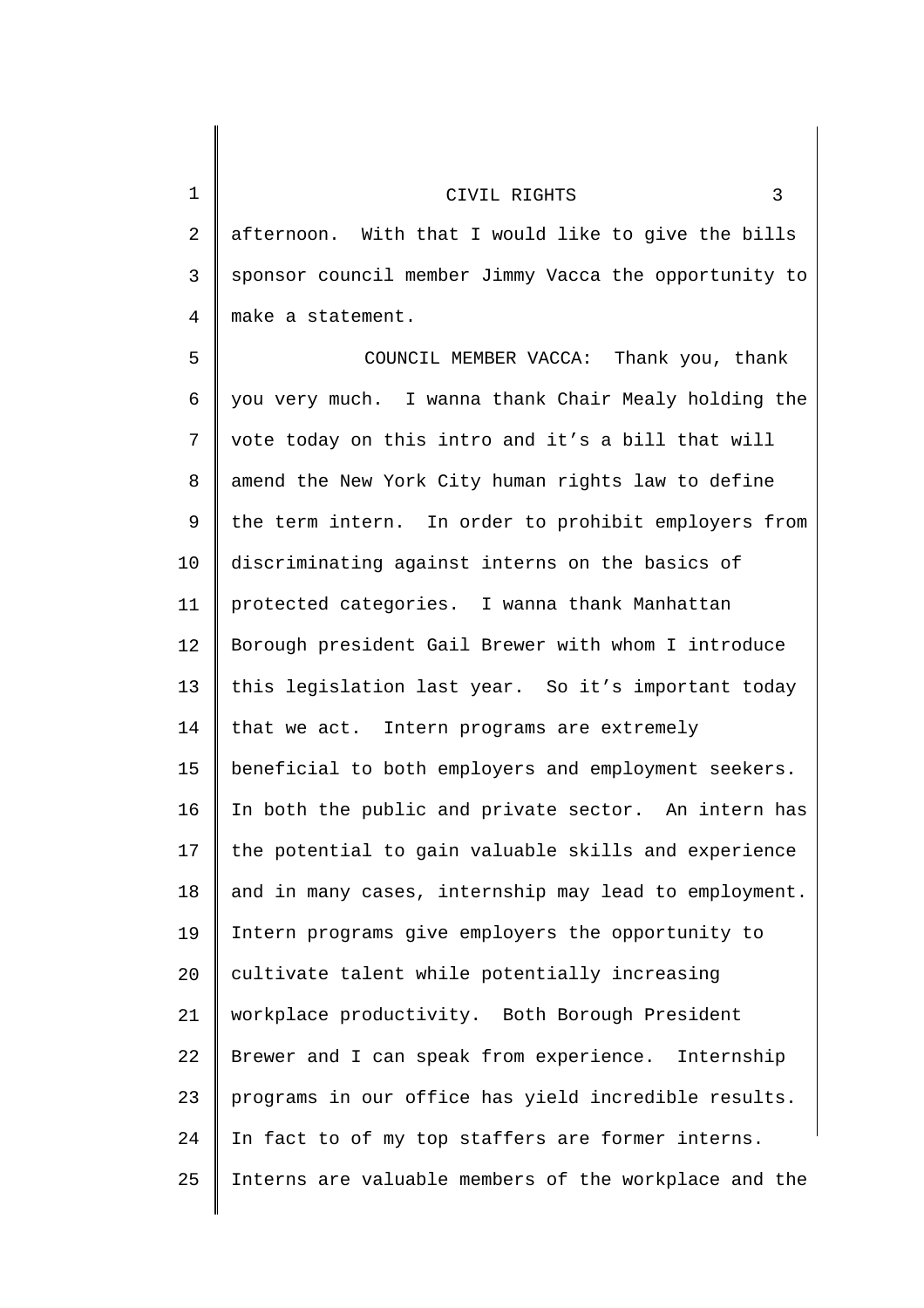afternoon. With that I would like to give the bills sponsor council member Jimmy Vacca the opportunity to make a statement.

COUNCIL MEMBER VACCA: Thank you, thank you very much. I wanna thank Chair Mealy holding the vote today on this intro and it's a bill that will amend the New York City human rights law to define the term intern. In order to prohibit employers from discriminating against interns on the basics of protected categories. I wanna thank Manhattan Borough president Gail Brewer with whom I introduce this legislation last year. So it's important today that we act. Intern programs are extremely beneficial to both employers and employment seekers. In both the public and private sector. An intern has the potential to gain valuable skills and experience and in many cases, internship may lead to employment. Intern programs give employers the opportunity to cultivate talent while potentially increasing workplace productivity. Both Borough President Brewer and I can speak from experience. Internship programs in our office has yield incredible results. In fact to of my top staffers are former interns. Interns are valuable members of the workplace and the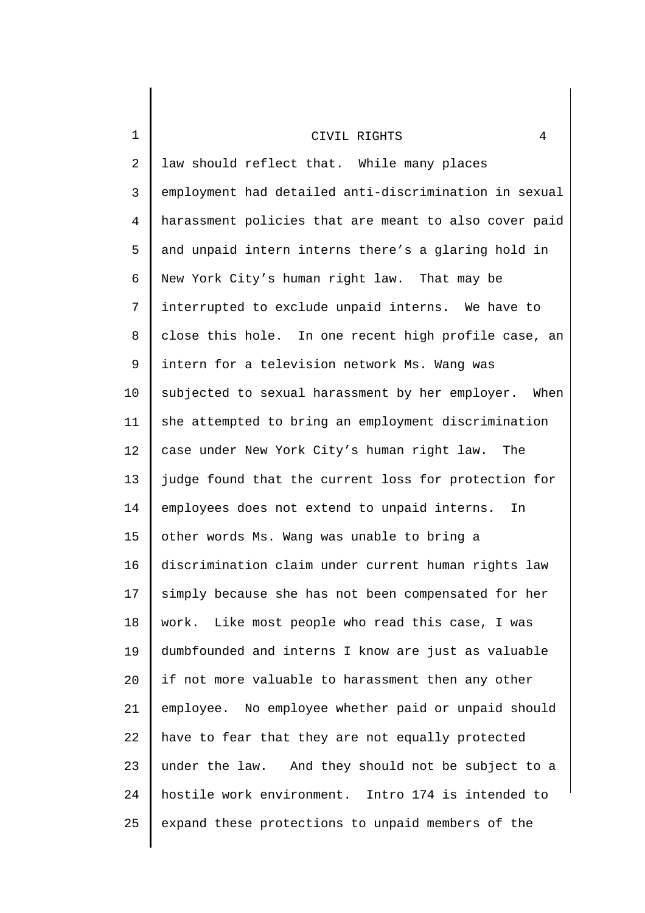law should reflect that. While many places employment had detailed anti-discrimination in sexual harassment policies that are meant to also cover paid and unpaid intern interns there's a glaring hold in New York City's human right law. That may be interrupted to exclude unpaid interns. We have to close this hole. In one recent high profile case, an intern for a television network Ms. Wang was subjected to sexual harassment by her employer. When she attempted to bring an employment discrimination case under New York City's human right law. The judge found that the current loss for protection for employees does not extend to unpaid interns. In other words Ms. Wang was unable to bring a discrimination claim under current human rights law simply because she has not been compensated for her work. Like most people who read this case, I was dumbfounded and interns I know are just as valuable if not more valuable to harassment then any other employee. No employee whether paid or unpaid should have to fear that they are not equally protected under the law. And they should not be subject to a hostile work environment. Intro 174 is intended to expand these protections to unpaid members of the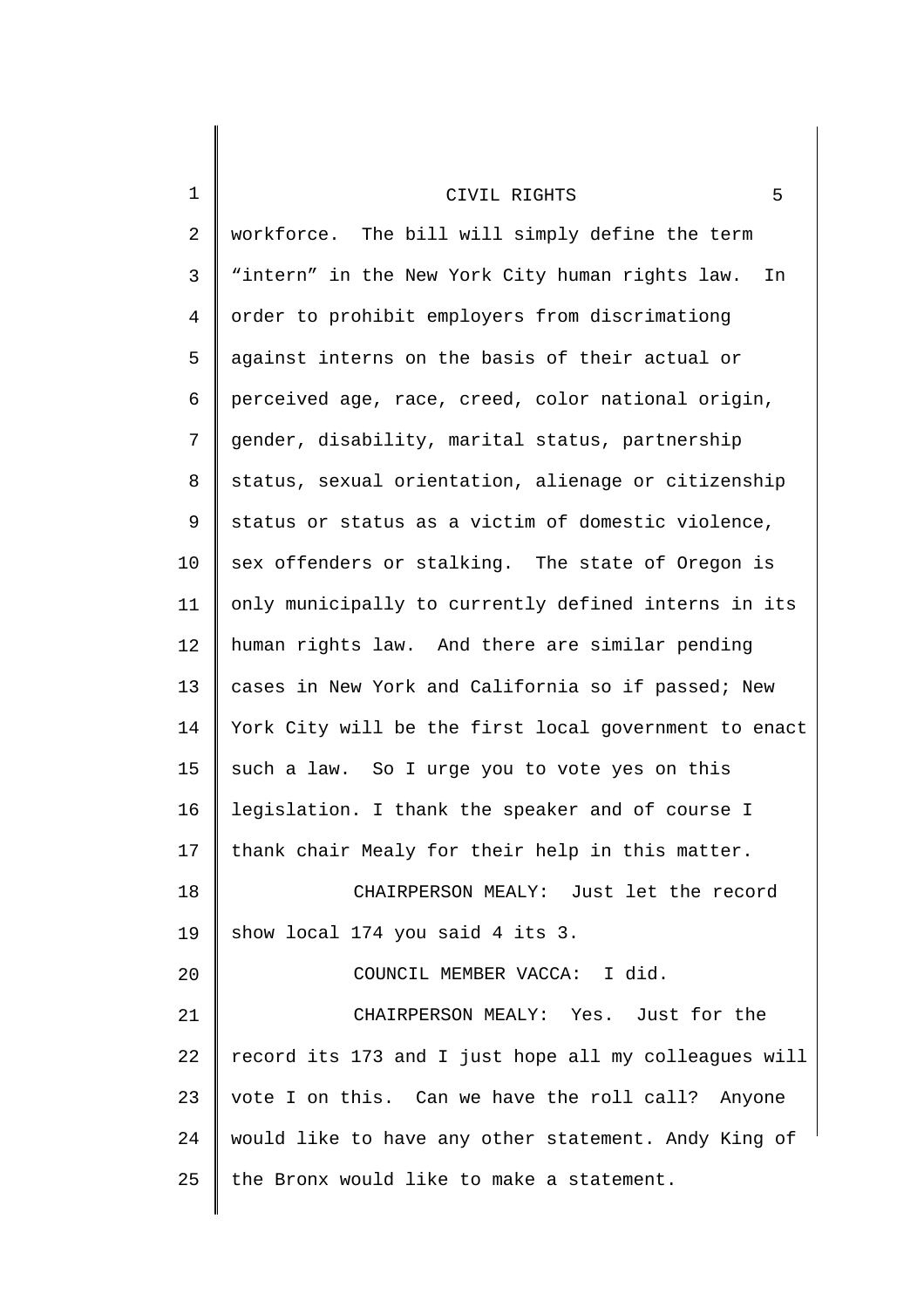workforce. The bill will simply define the term "intern" in the New York City human rights law. In order to prohibit employers from discrimationg against interns on the basis of their actual or perceived age, race, creed, color national origin, gender, disability, marital status, partnership status, sexual orientation, alienage or citizenship status or status as a victim of domestic violence, sex offenders or stalking. The state of Oregon is only municipally to currently defined interns in its human rights law. And there are similar pending cases in New York and California so if passed; New York City will be the first local government to enact such a law. So I urge you to vote yes on this legislation. I thank the speaker and of course I thank chair Mealy for their help in this matter.

CHAIRPERSON MEALY: Just let the record show local 174 you said 4 its 3.

COUNCIL MEMBER VACCA: I did.

CHAIRPERSON MEALY: Yes. Just for the record its 173 and I just hope all my colleagues will vote I on this. Can we have the roll call? Anyone would like to have any other statement. Andy King of the Bronx would like to make a statement.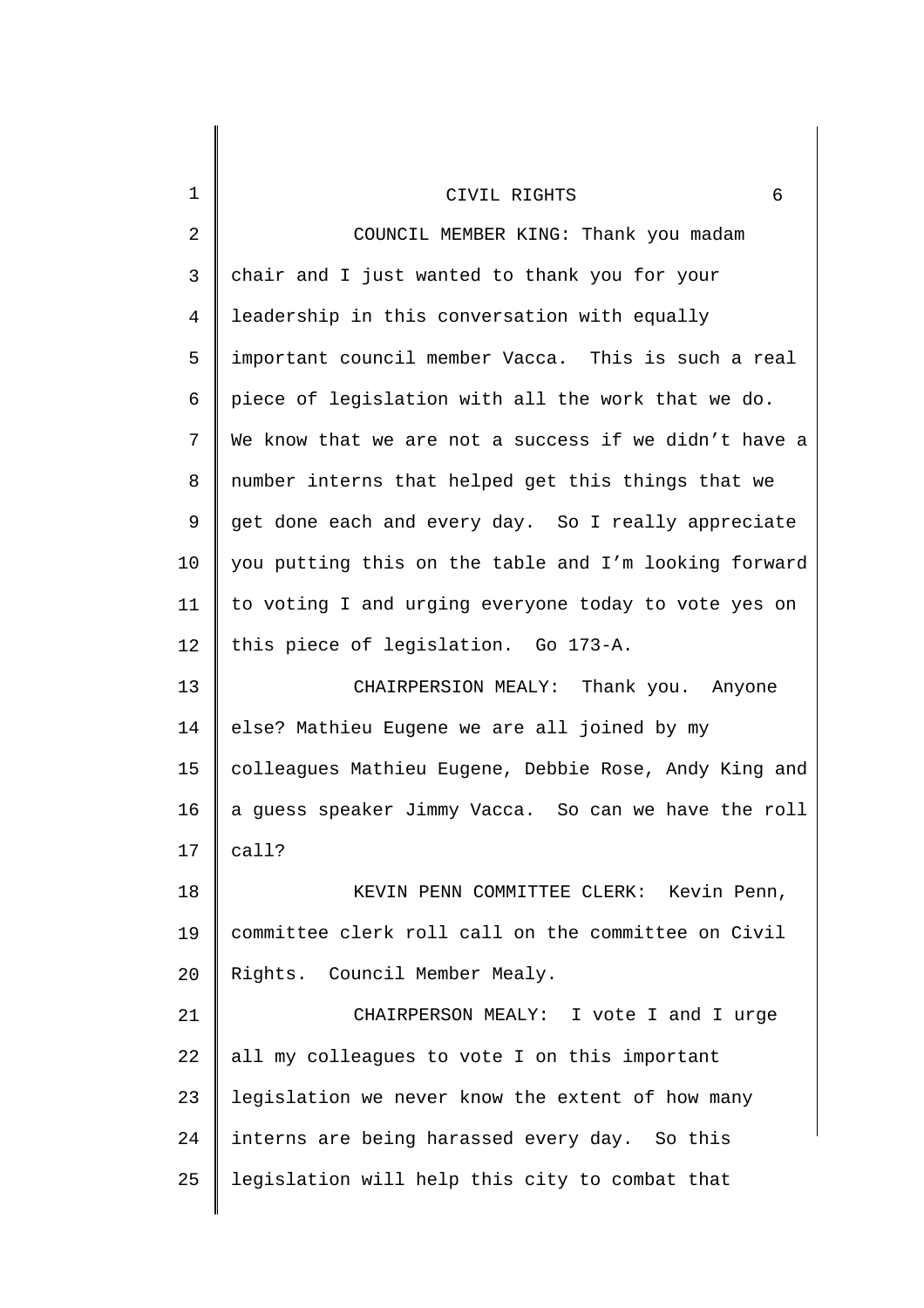COUNCIL MEMBER KING: Thank you madam chair and I just wanted to thank you for your leadership in this conversation with equally important council member Vacca. This is such a real piece of legislation with all the work that we do. We know that we are not a success if we didn't have a number interns that helped get this things that we get done each and every day. So I really appreciate you putting this on the table and I'm looking forward to voting I and urging everyone today to vote yes on this piece of legislation. Go 173-A.

CHAIRPERSION MEALY: Thank you. Anyone else? Mathieu Eugene we are all joined by my colleagues Mathieu Eugene, Debbie Rose, Andy King and a guess speaker Jimmy Vacca. So can we have the roll call?

KEVIN PENN COMMITTEE CLERK: Kevin Penn, committee clerk roll call on the committee on Civil Rights. Council Member Mealy.

CHAIRPERSON MEALY: I vote I and I urge all my colleagues to vote I on this important legislation we never know the extent of how many interns are being harassed every day. So this legislation will help this city to combat that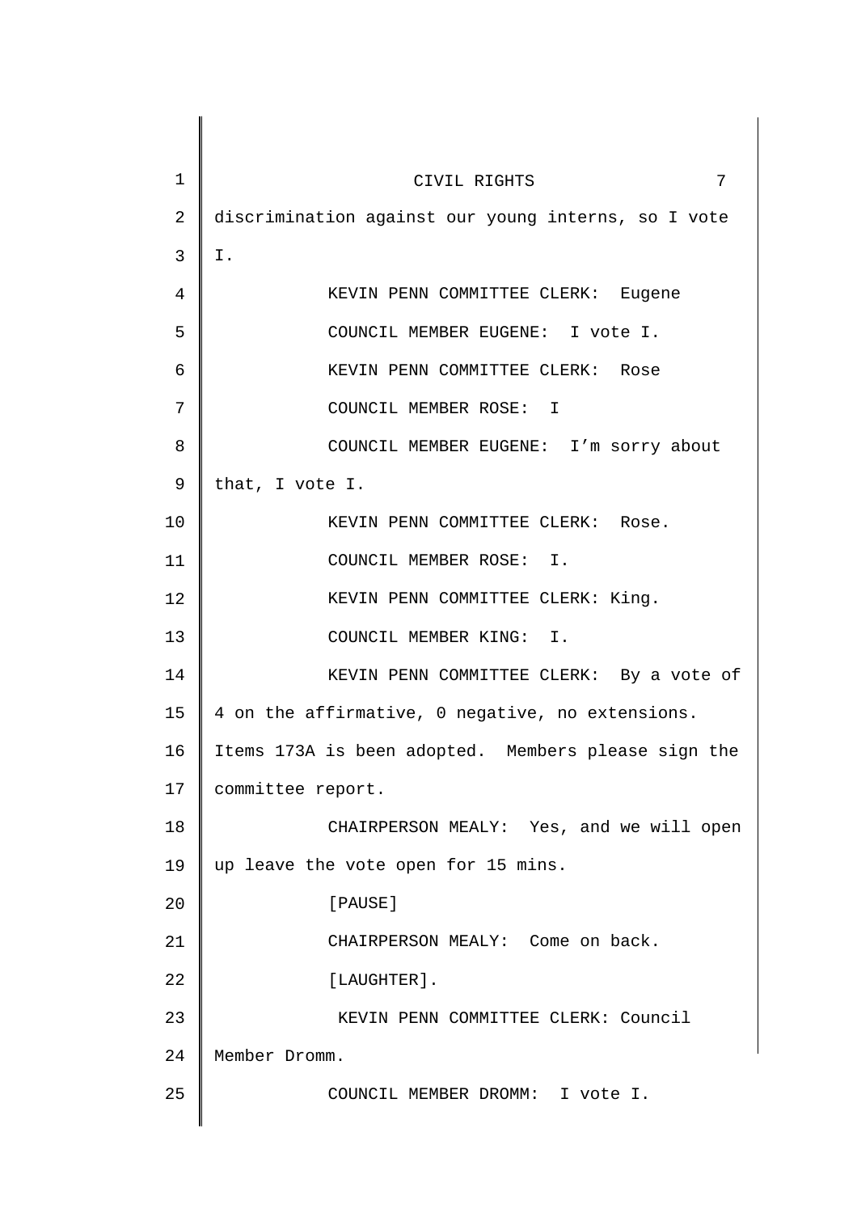discrimination against our young interns, so I vote I.

KEVIN PENN COMMITTEE CLERK: Eugene

COUNCIL MEMBER EUGENE: I vote I.

KEVIN PENN COMMITTEE CLERK: Rose

COUNCIL MEMBER ROSE: I

COUNCIL MEMBER EUGENE: I'm sorry about that, I vote I.

KEVIN PENN COMMITTEE CLERK: Rose.

COUNCIL MEMBER ROSE: I.

KEVIN PENN COMMITTEE CLERK: King.

COUNCIL MEMBER KING: I.

KEVIN PENN COMMITTEE CLERK: By a vote of 4 on the affirmative, 0 negative, no extensions. Items 173A is been adopted. Members please sign the committee report.

CHAIRPERSON MEALY: Yes, and we will open up leave the vote open for 15 mins.

[PAUSE]

CHAIRPERSON MEALY: Come on back.

[LAUGHTER].

KEVIN PENN COMMITTEE CLERK: Council Member Dromm.

COUNCIL MEMBER DROMM: I vote I.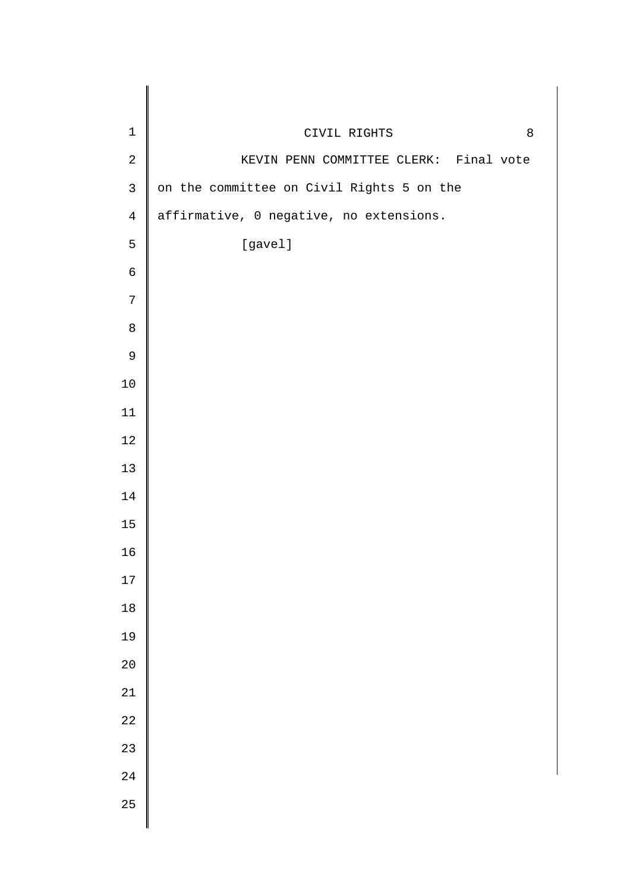KEVIN PENN COMMITTEE CLERK: Final vote on the committee on Civil Rights 5 on the affirmative, 0 negative, no extensions.

[gavel]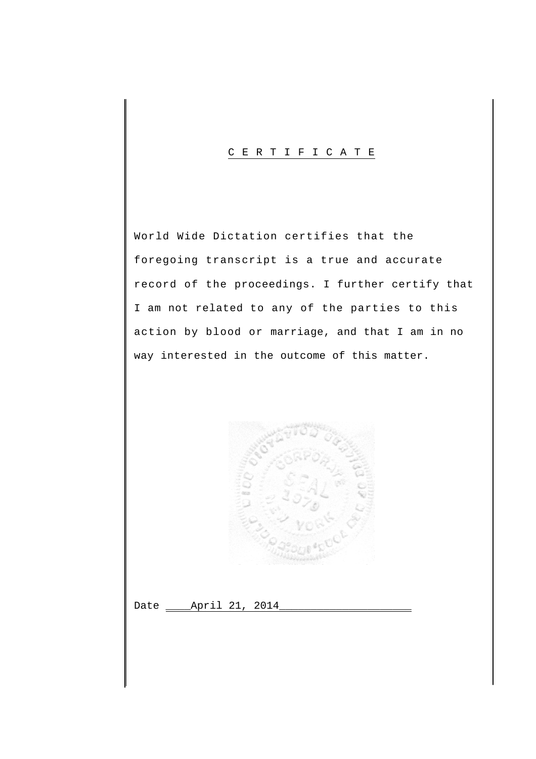# C E R T I F I C A T E

World Wide Dictation certifies that the foregoing transcript is a true and accurate record of the proceedings. I further certify that I am not related to any of the parties to this action by blood or marriage, and that I am in no way interested in the outcome of this matter.

Date ____April 21, 2014_____________________